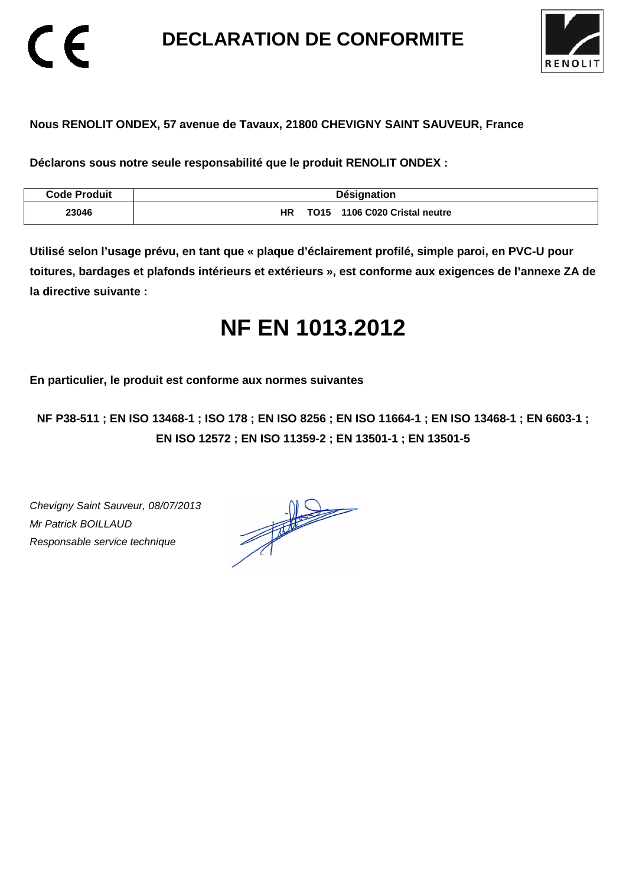# DECLARATION DE CONFORMITE

**Nous RENOLIT ONDEX, 57 avenue de Tavaux, 21800 CHEVIGNY SAINT SAUVEUR, France**

**Déclarons sous notre seule responsabilité que le produit RENOLIT ONDEX :**

| Code Produit | Désignation |
|---|---|
| 23046 | HR TO15 1106 C020 Cristal neutre |

**Utilisé selon l'usage prévu, en tant que « plaque d'éclairement profilé, simple paroi, en PVC-U pour toitures, bardages et plafonds intérieurs et extérieurs », est conforme aux exigences de l'annexe ZA de la directive suivante :**

# NF EN 1013.2012

**En particulier, le produit est conforme aux normes suivantes**

**NF P38-511 ; EN ISO 13468-1 ; ISO 178 ; EN ISO 8256 ; EN ISO 11664-1 ; EN ISO 13468-1 ; EN 6603-1 ; EN ISO 12572 ; EN ISO 11359-2 ; EN 13501-1 ; EN 13501-5**

*Chevigny Saint Sauveur, 08/07/2013*
*Mr Patrick BOILLAUD*
*Responsable service technique*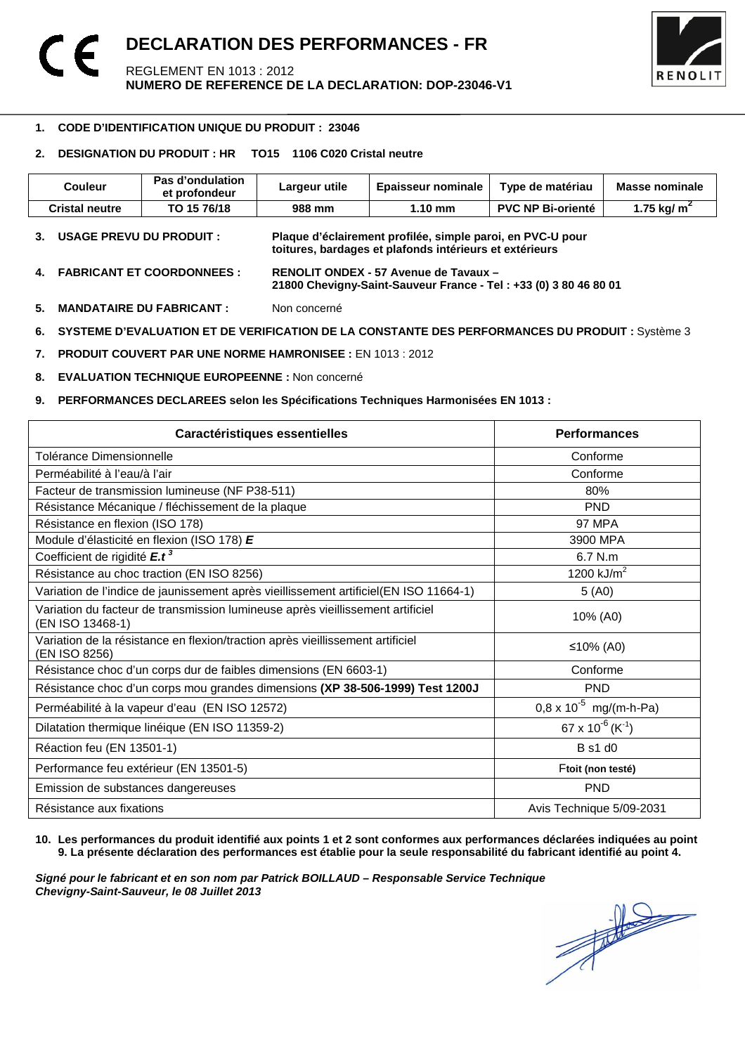# DECLARATION DES PERFORMANCES - FR

REGLEMENT EN 1013 : 2012
**NUMERO DE REFERENCE DE LA DECLARATION: DOP-23046-V1**

1. **CODE D'IDENTIFICATION UNIQUE DU PRODUIT : 23046**

2. **DESIGNATION DU PRODUIT : HR TO15 1106 C020 Cristal neutre**

| Couleur | Pas d'ondulation et profondeur | Largeur utile | Epaisseur nominale | Type de matériau | Masse nominale |
|---|---|---|---|---|---|
| **Cristal neutre** | **TO 15 76/18** | **988 mm** | **1.10 mm** | **PVC NP Bi-orienté** | **1.75 kg/ $m^2$** |

3. **USAGE PREVU DU PRODUIT :** **Plaque d'éclairement profilée, simple paroi, en PVC-U pour toitures, bardages et plafonds intérieurs et extérieurs**

4. **FABRICANT ET COORDONNEES :** **RENOLIT ONDEX - 57 Avenue de Tavaux – 21800 Chevigny-Saint-Sauveur France - Tel : +33 (0) 3 80 46 80 01**

5. **MANDATAIRE DU FABRICANT :** Non concerné

6. **SYSTEME D'EVALUATION ET DE VERIFICATION DE LA CONSTANTE DES PERFORMANCES DU PRODUIT :** Système 3

7. **PRODUIT COUVERT PAR UNE NORME HAMRONISEE :** EN 1013 : 2012

8. **EVALUATION TECHNIQUE EUROPEENNE :** Non concerné

9. **PERFORMANCES DECLAREES selon les Spécifications Techniques Harmonisées EN 1013 :**

| Caractéristiques essentielles | Performances |
|---|---|
| Tolérance Dimensionnelle | Conforme |
| Perméabilité à l'eau/à l'air | Conforme |
| Facteur de transmission lumineuse (NF P38-511) | 80% |
| Résistance Mécanique / fléchissement de la plaque | PND |
| Résistance en flexion (ISO 178) | 97 MPA |
| Module d'élasticité en flexion (ISO 178) ***E*** | 3900 MPA |
| Coefficient de rigidité $E.t^3$ | 6.7 N.m |
| Résistance au choc traction (EN ISO 8256) | 1200 kJ/$m^2$ |
| Variation de l'indice de jaunissement après vieillissement artificiel(EN ISO 11664-1) | 5 (A0) |
| Variation du facteur de transmission lumineuse après vieillissement artificiel (EN ISO 13468-1) | 10% (A0) |
| Variation de la résistance en flexion/traction après vieillissement artificiel (EN ISO 8256) | ≤10% (A0) |
| Résistance choc d'un corps dur de faibles dimensions (EN 6603-1) | Conforme |
| Résistance choc d'un corps mou grandes dimensions **(XP 38-506-1999) Test 1200J** | PND |
| Perméabilité à la vapeur d'eau (EN ISO 12572) | $0,8 \times 10^{-5}$ mg/(m-h-Pa) |
| Dilatation thermique linéique (EN ISO 11359-2) | $67 \times 10^{-6}$ ($K^{-1}$) |
| Réaction feu (EN 13501-1) | B s1 d0 |
| Performance feu extérieur (EN 13501-5) | Ftoit **(non testé)** |
| Emission de substances dangereuses | PND |
| Résistance aux fixations | Avis Technique 5/09-2031 |

10. **Les performances du produit identifié aux points 1 et 2 sont conformes aux performances déclarées indiquées au point 9. La présente déclaration des performances est établie pour la seule responsabilité du fabricant identifié au point 4.**

***Signé pour le fabricant et en son nom par Patrick BOILLAUD – Responsable Service Technique***
***Chevigny-Saint-Sauveur, le 08 Juillet 2013***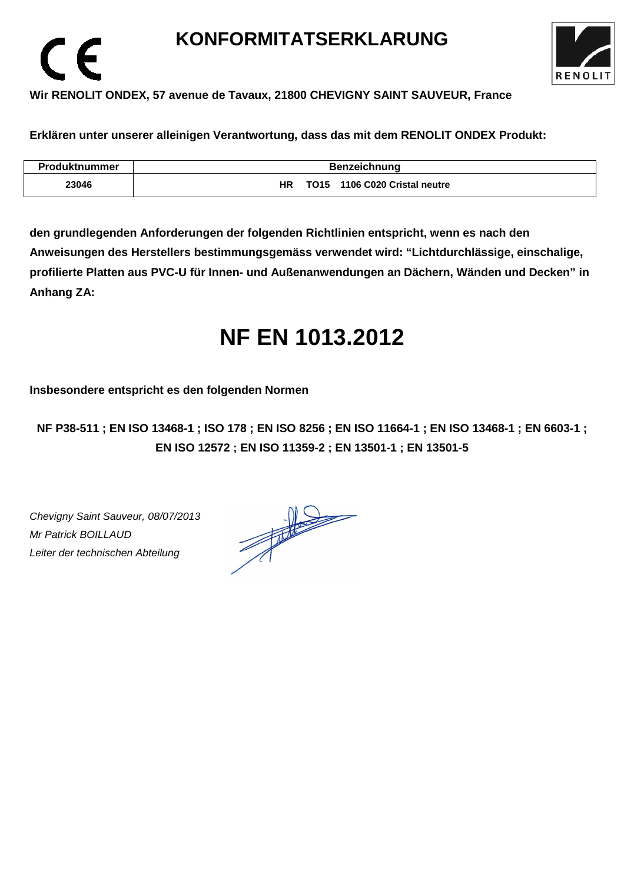# KONFORMITATSERKLARUNG

**Wir RENOLIT ONDEX, 57 avenue de Tavaux, 21800 CHEVIGNY SAINT SAUVEUR, France**

**Erklären unter unserer alleinigen Verantwortung, dass das mit dem RENOLIT ONDEX Produkt:**

| Produktnummer | Benzeichnung |
|---|---|
| 23046 | HR TO15 1106 C020 Cristal neutre |

**den grundlegenden Anforderungen der folgenden Richtlinien entspricht, wenn es nach den Anweisungen des Herstellers bestimmungsgemäss verwendet wird: "Lichtdurchlässige, einschalige, profilierte Platten aus PVC-U für Innen- und Außenanwendungen an Dächern, Wänden und Decken" in Anhang ZA:**

# NF EN 1013.2012

**Insbesondere entspricht es den folgenden Normen**

**NF P38-511 ; EN ISO 13468-1 ; ISO 178 ; EN ISO 8256 ; EN ISO 11664-1 ; EN ISO 13468-1 ; EN 6603-1 ; EN ISO 12572 ; EN ISO 11359-2 ; EN 13501-1 ; EN 13501-5**

*Chevigny Saint Sauveur, 08/07/2013*
*Mr Patrick BOILLAUD*
*Leiter der technischen Abteilung*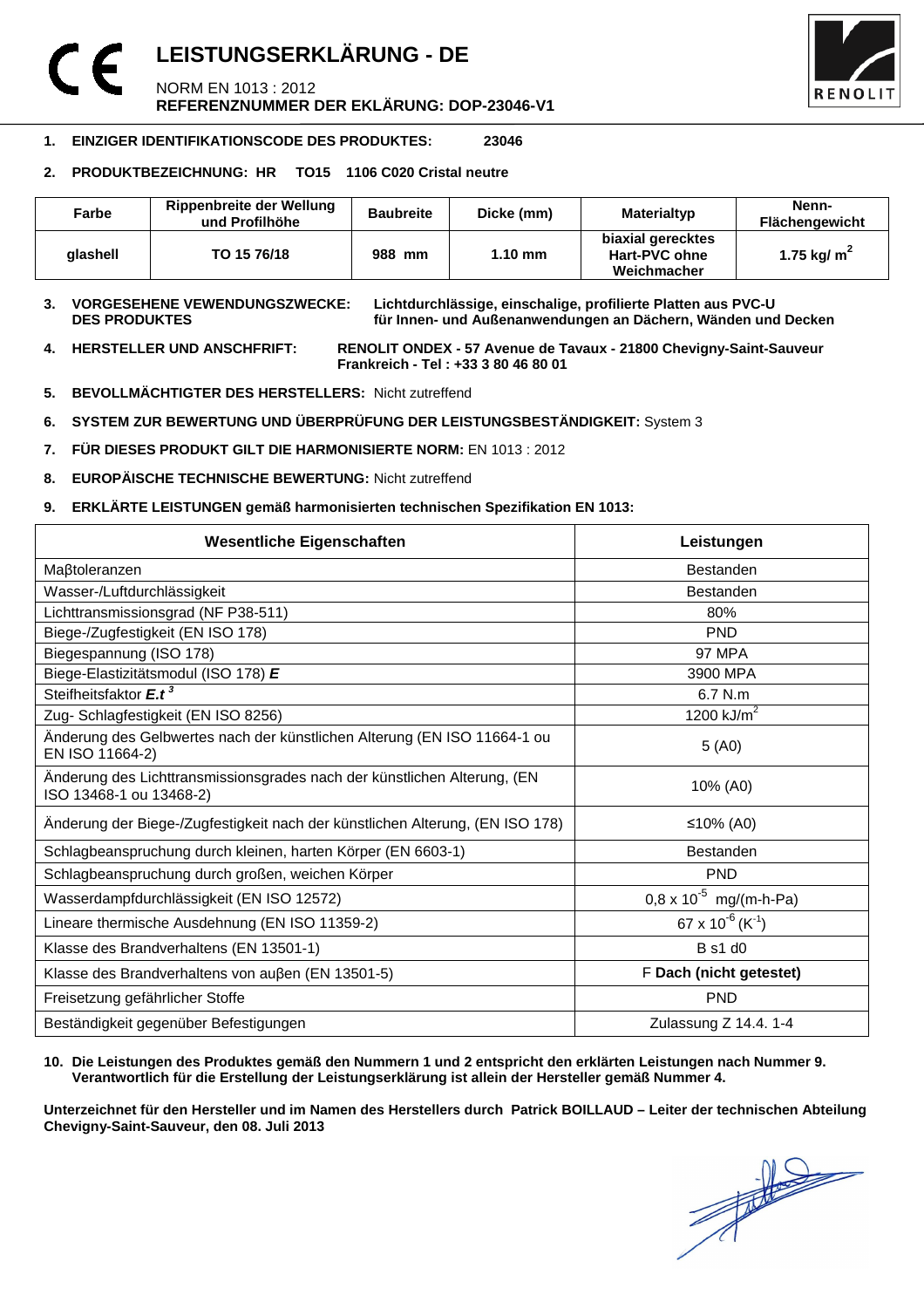# LEISTUNGSERKLÄRUNG - DE

NORM EN 1013 : 2012
**REFERENZNUMMER DER EKLÄRUNG: DOP-23046-V1**

1. **EINZIGER IDENTIFIKATIONSCODE DES PRODUKTES: 23046**

2. **PRODUKTBEZEICHNUNG: HR TO15 1106 C020 Cristal neutre**

| Farbe | Rippenbreite der Wellung und Profilhöhe | Baubreite | Dicke (mm) | Materialtyp | Nenn-Flächengewicht |
|---|---|---|---|---|---|
| glashell | TO 15 76/18 | 988 mm | 1.10 mm | biaxial gerecktes Hart-PVC ohne Weichmacher | 1.75 kg/ $m^2$ |

3. **VORGESEHENE VEWENDUNGSZWECKE: DES PRODUKTES** **Lichtdurchlässige, einschalige, profilierte Platten aus PVC-U für Innen- und Außenanwendungen an Dächern, Wänden und Decken**

4. **HERSTELLER UND ANSCHFRIFT:** **RENOLIT ONDEX - 57 Avenue de Tavaux - 21800 Chevigny-Saint-Sauveur Frankreich - Tel : +33 3 80 46 80 01**

5. **BEVOLLMÄCHTIGTER DES HERSTELLERS:** Nicht zutreffend

6. **SYSTEM ZUR BEWERTUNG UND ÜBERPRÜFUNG DER LEISTUNGSBESTÄNDIGKEIT:** System 3

7. **FÜR DIESES PRODUKT GILT DIE HARMONISIERTE NORM:** EN 1013 : 2012

8. **EUROPÄISCHE TECHNISCHE BEWERTUNG:** Nicht zutreffend

9. **ERKLÄRTE LEISTUNGEN gemäß harmonisierten technischen Spezifikation EN 1013:**

| Wesentliche Eigenschaften | Leistungen |
|---|---|
| Maβtoleranzen | Bestanden |
| Wasser-/Luftdurchlässigkeit | Bestanden |
| Lichttransmissionsgrad (NF P38-511) | 80% |
| Biege-/Zugfestigkeit (EN ISO 178) | PND |
| Biegespannung (ISO 178) | 97 MPA |
| Biege-Elastizitätsmodul (ISO 178) ***E*** | 3900 MPA |
| Steifheitsfaktor $E.t^3$ | 6.7 N.m |
| Zug- Schlagfestigkeit (EN ISO 8256) | 1200 kJ/$m^2$ |
| Änderung des Gelbwertes nach der künstlichen Alterung (EN ISO 11664-1 ou EN ISO 11664-2) | 5 (A0) |
| Änderung des Lichttransmissionsgrades nach der künstlichen Alterung, (EN ISO 13468-1 ou 13468-2) | 10% (A0) |
| Änderung der Biege-/Zugfestigkeit nach der künstlichen Alterung, (EN ISO 178) | ≤10% (A0) |
| Schlagbeanspruchung durch kleinen, harten Körper (EN 6603-1) | Bestanden |
| Schlagbeanspruchung durch großen, weichen Körper | PND |
| Wasserdampfdurchlässigkeit (EN ISO 12572) | $0,8 \times 10^{-5}$ mg/(m-h-Pa) |
| Lineare thermische Ausdehnung (EN ISO 11359-2) | $67 \times 10^{-6}$ ($K^{-1}$) |
| Klasse des Brandverhaltens (EN 13501-1) | B s1 d0 |
| Klasse des Brandverhaltens von auβen (EN 13501-5) | F **Dach (nicht getestet)** |
| Freisetzung gefährlicher Stoffe | PND |
| Beständigkeit gegenüber Befestigungen | Zulassung Z 14.4. 1-4 |

10. **Die Leistungen des Produktes gemäß den Nummern 1 und 2 entspricht den erklärten Leistungen nach Nummer 9. Verantwortlich für die Erstellung der Leistungserklärung ist allein der Hersteller gemäß Nummer 4.**

**Unterzeichnet für den Hersteller und im Namen des Herstellers durch Patrick BOILLAUD – Leiter der technischen Abteilung Chevigny-Saint-Sauveur, den 08. Juli 2013**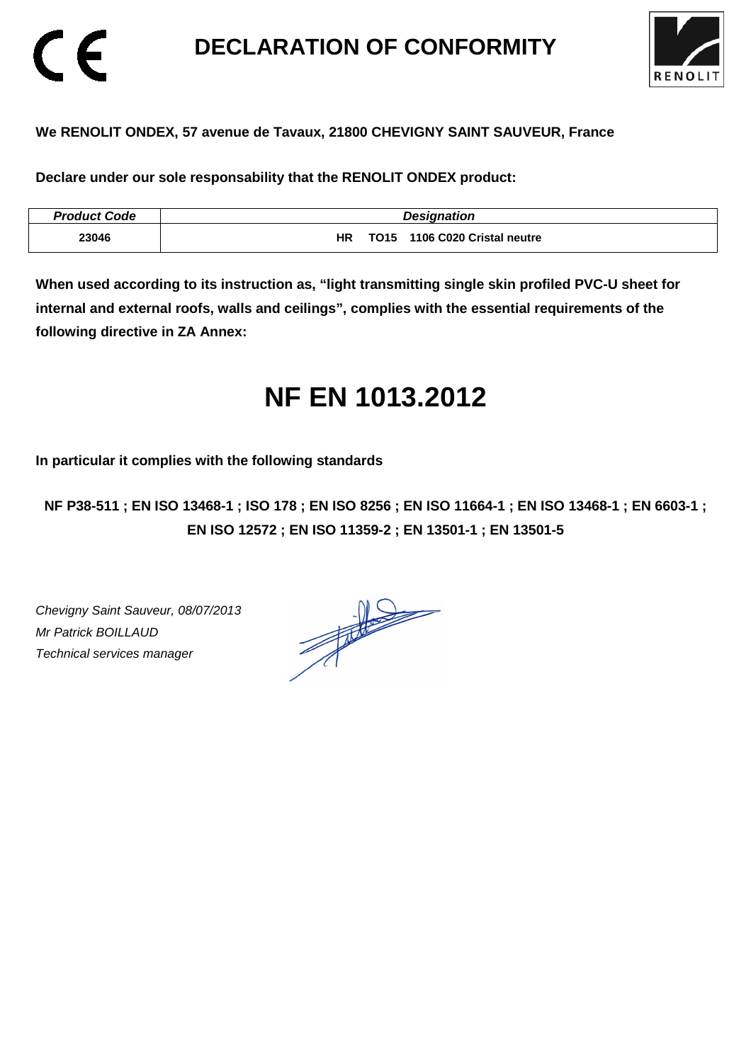# DECLARATION OF CONFORMITY

**We RENOLIT ONDEX, 57 avenue de Tavaux, 21800 CHEVIGNY SAINT SAUVEUR, France**

**Declare under our sole responsability that the RENOLIT ONDEX product:**

| *Product Code* | *Designation* |
| --- | --- |
| 23046 | HR TO15 1106 C020 Cristal neutre |

**When used according to its instruction as, "light transmitting single skin profiled PVC-U sheet for internal and external roofs, walls and ceilings", complies with the essential requirements of the following directive in ZA Annex:**

# NF EN 1013.2012

**In particular it complies with the following standards**

**NF P38-511 ; EN ISO 13468-1 ; ISO 178 ; EN ISO 8256 ; EN ISO 11664-1 ; EN ISO 13468-1 ; EN 6603-1 ; EN ISO 12572 ; EN ISO 11359-2 ; EN 13501-1 ; EN 13501-5**

*Chevigny Saint Sauveur, 08/07/2013*
*Mr Patrick BOILLAUD*
*Technical services manager*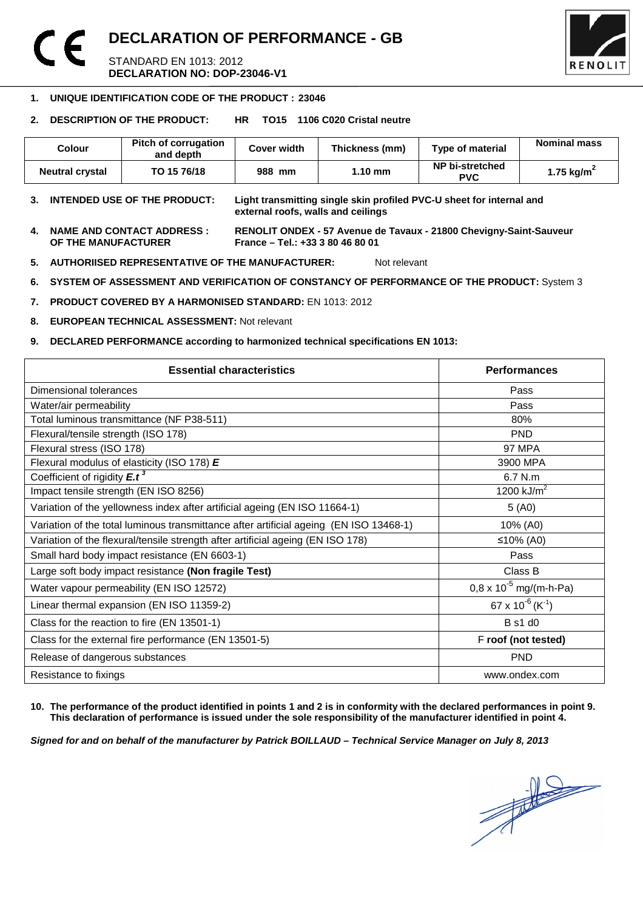# DECLARATION OF PERFORMANCE - GB

STANDARD EN 1013: 2012
**DECLARATION NO: DOP-23046-V1**

**1. UNIQUE IDENTIFICATION CODE OF THE PRODUCT : 23046**

**2. DESCRIPTION OF THE PRODUCT: HR TO15 1106 C020 Cristal neutre**

| Colour | Pitch of corrugation and depth | Cover width | Thickness (mm) | Type of material | Nominal mass |
|---|---|---|---|---|---|
| **Neutral crystal** | **TO 15 76/18** | **988 mm** | **1.10 mm** | **NP bi-stretched PVC** | **1.75 kg/m$^2$** |

**3. INTENDED USE OF THE PRODUCT:** **Light transmitting single skin profiled PVC-U sheet for internal and external roofs, walls and ceilings**

**4. NAME AND CONTACT ADDRESS : OF THE MANUFACTURER** **RENOLIT ONDEX - 57 Avenue de Tavaux - 21800 Chevigny-Saint-Sauveur France – Tel.: +33 3 80 46 80 01**

**5. AUTHORIISED REPRESENTATIVE OF THE MANUFACTURER:** Not relevant

**6. SYSTEM OF ASSESSMENT AND VERIFICATION OF CONSTANCY OF PERFORMANCE OF THE PRODUCT:** System 3

**7. PRODUCT COVERED BY A HARMONISED STANDARD:** EN 1013: 2012

**8. EUROPEAN TECHNICAL ASSESSMENT:** Not relevant

**9. DECLARED PERFORMANCE according to harmonized technical specifications EN 1013:**

| Essential characteristics | Performances |
|---|---|
| Dimensional tolerances | Pass |
| Water/air permeability | Pass |
| Total luminous transmittance (NF P38-511) | 80% |
| Flexural/tensile strength (ISO 178) | PND |
| Flexural stress (ISO 178) | 97 MPA |
| Flexural modulus of elasticity (ISO 178) ***E*** | 3900 MPA |
| Coefficient of rigidity ***E.t*** $^3$ | 6.7 N.m |
| Impact tensile strength (EN ISO 8256) | 1200 kJ/m$^2$ |
| Variation of the yellowness index after artificial ageing (EN ISO 11664-1) | 5 (A0) |
| Variation of the total luminous transmittance after artificial ageing (EN ISO 13468-1) | 10% (A0) |
| Variation of the flexural/tensile strength after artificial ageing (EN ISO 178) | ≤10% (A0) |
| Small hard body impact resistance (EN 6603-1) | Pass |
| Large soft body impact resistance **(Non fragile Test)** | Class B |
| Water vapour permeability (EN ISO 12572) | 0,8 x 10$^{-5}$ mg/(m-h-Pa) |
| Linear thermal expansion (EN ISO 11359-2) | 67 x 10$^{-6}$ (K$^{-1}$) |
| Class for the reaction to fire (EN 13501-1) | B s1 d0 |
| Class for the external fire performance (EN 13501-5) | F **roof (not tested)** |
| Release of dangerous substances | PND |
| Resistance to fixings | www.ondex.com |

**10. The performance of the product identified in points 1 and 2 is in conformity with the declared performances in point 9. This declaration of performance is issued under the sole responsibility of the manufacturer identified in point 4.**

***Signed for and on behalf of the manufacturer by Patrick BOILLAUD – Technical Service Manager on July 8, 2013***